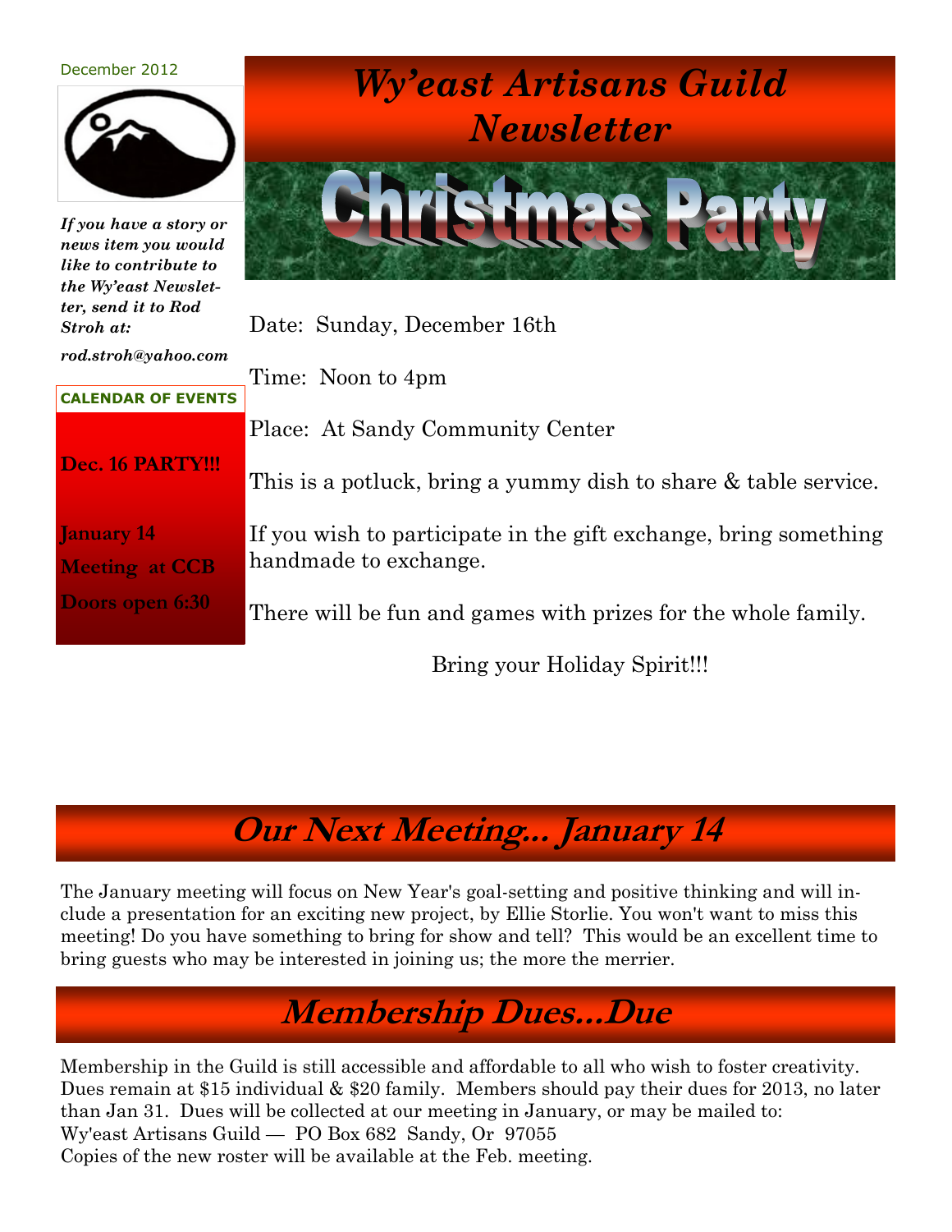December 2012

# Wy'east Artisans Guild Newsletter

***If you have a story or news item you would like to contribute to the Wy'east Newsletter, send it to Rod Stroh at:***

***rod.stroh@yahoo.com***

**CALENDAR OF EVENTS**

**Dec. 16 PARTY!!!**

**January 14**
**Meeting at CCB**
**Doors open 6:30**

## Christmas Party

Date: Sunday, December 16th

Time: Noon to 4pm

Place: At Sandy Community Center

This is a potluck, bring a yummy dish to share & table service.

If you wish to participate in the gift exchange, bring something handmade to exchange.

There will be fun and games with prizes for the whole family.

Bring your Holiday Spirit!!!

## Our Next Meeting... January 14

The January meeting will focus on New Year's goal-setting and positive thinking and will include a presentation for an exciting new project, by Ellie Storlie. You won't want to miss this meeting! Do you have something to bring for show and tell? This would be an excellent time to bring guests who may be interested in joining us; the more the merrier.

## Membership Dues...Due

Membership in the Guild is still accessible and affordable to all who wish to foster creativity. Dues remain at $15 individual & $20 family. Members should pay their dues for 2013, no later than Jan 31. Dues will be collected at our meeting in January, or may be mailed to:
Wy'east Artisans Guild — PO Box 682 Sandy, Or 97055
Copies of the new roster will be available at the Feb. meeting.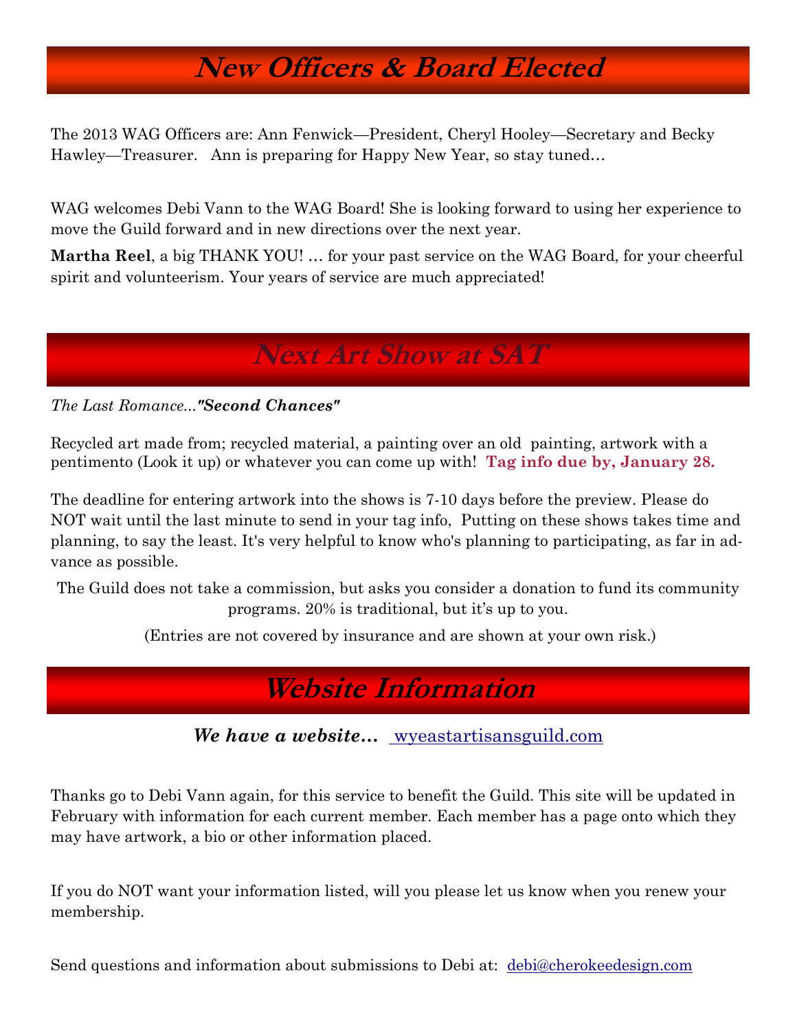# New Officers & Board Elected

The 2013 WAG Officers are: Ann Fenwick—President, Cheryl Hooley—Secretary and Becky Hawley—Treasurer. Ann is preparing for Happy New Year, so stay tuned…

WAG welcomes Debi Vann to the WAG Board! She is looking forward to using her experience to move the Guild forward and in new directions over the next year.

**Martha Reel**, a big THANK YOU! … for your past service on the WAG Board, for your cheerful spirit and volunteerism. Your years of service are much appreciated!

# Next Art Show at SAT

*The Last Romance...**"Second Chances"***

Recycled art made from; recycled material, a painting over an old painting, artwork with a pentimento (Look it up) or whatever you can come up with! **Tag info due by, January 28.**

The deadline for entering artwork into the shows is 7-10 days before the preview. Please do NOT wait until the last minute to send in your tag info, Putting on these shows takes time and planning, to say the least. It's very helpful to know who's planning to participating, as far in advance as possible.

The Guild does not take a commission, but asks you consider a donation to fund its community programs. 20% is traditional, but it's up to you.

(Entries are not covered by insurance and are shown at your own risk.)

# Website Information

***We have a website…*** wyeastartisansguild.com

Thanks go to Debi Vann again, for this service to benefit the Guild. This site will be updated in February with information for each current member. Each member has a page onto which they may have artwork, a bio or other information placed.

If you do NOT want your information listed, will you please let us know when you renew your membership.

Send questions and information about submissions to Debi at: debi@cherokeedesign.com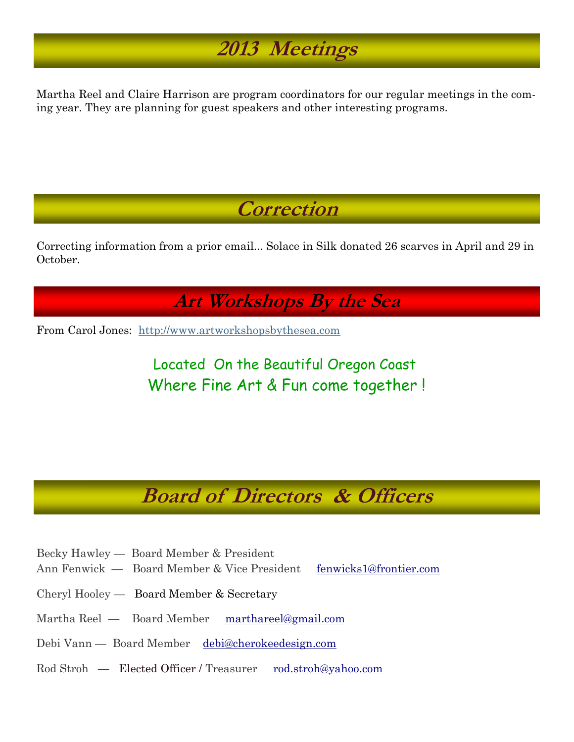## 2013 Meetings

Martha Reel and Claire Harrison are program coordinators for our regular meetings in the coming year. They are planning for guest speakers and other interesting programs.

## Correction

Correcting information from a prior email... Solace in Silk donated 26 scarves in April and 29 in October.

## Art Workshops By the Sea

From Carol Jones: http://www.artworkshopsbythesea.com

Located On the Beautiful Oregon Coast
Where Fine Art & Fun come together !

## Board of Directors & Officers

Becky Hawley — Board Member & President
Ann Fenwick — Board Member & Vice President fenwicks1@frontier.com

Cheryl Hooley — Board Member & Secretary

Martha Reel — Board Member marthareel@gmail.com

Debi Vann — Board Member debi@cherokeedesign.com

Rod Stroh — Elected Officer / Treasurer rod.stroh@yahoo.com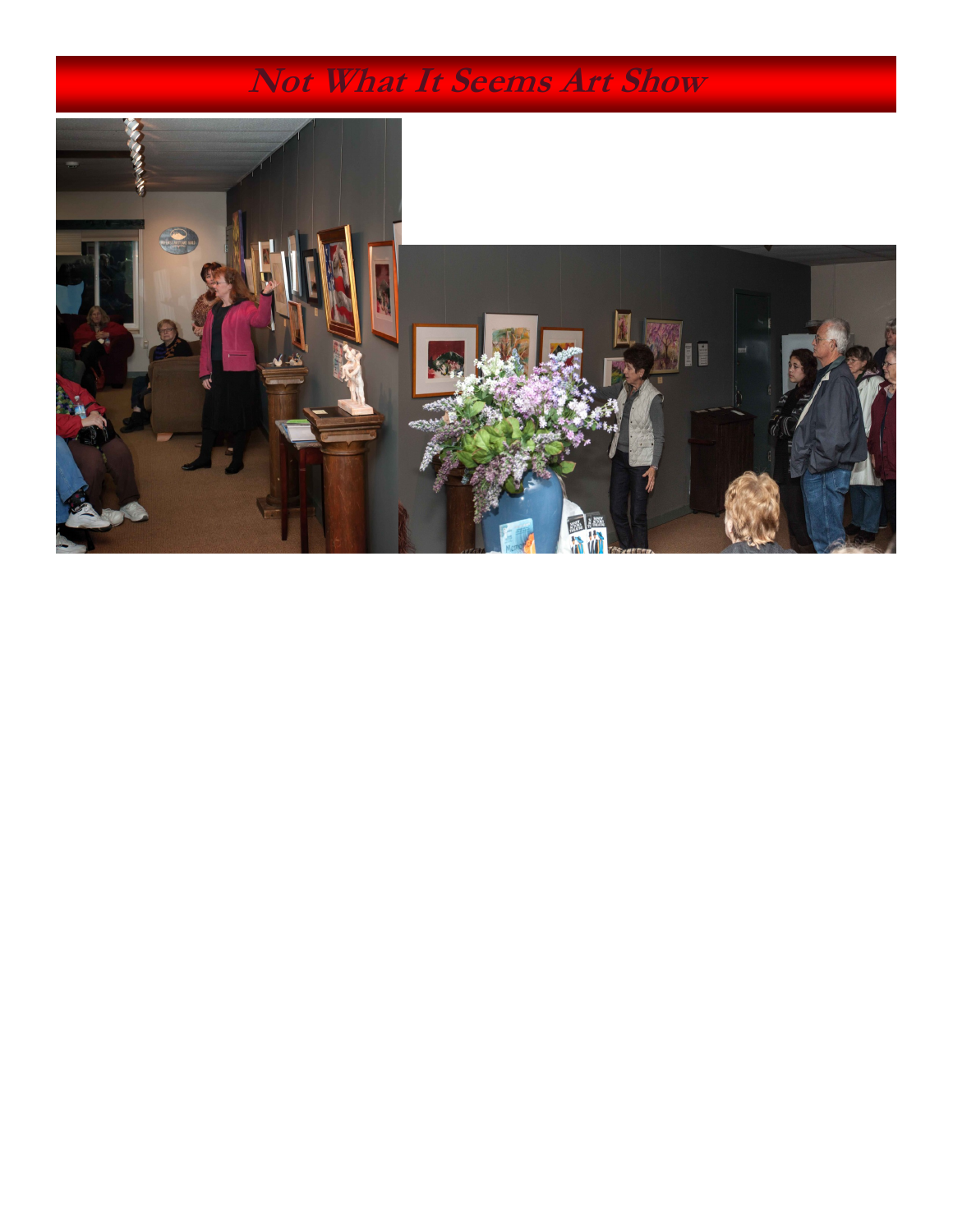# Not What It Seems Art Show